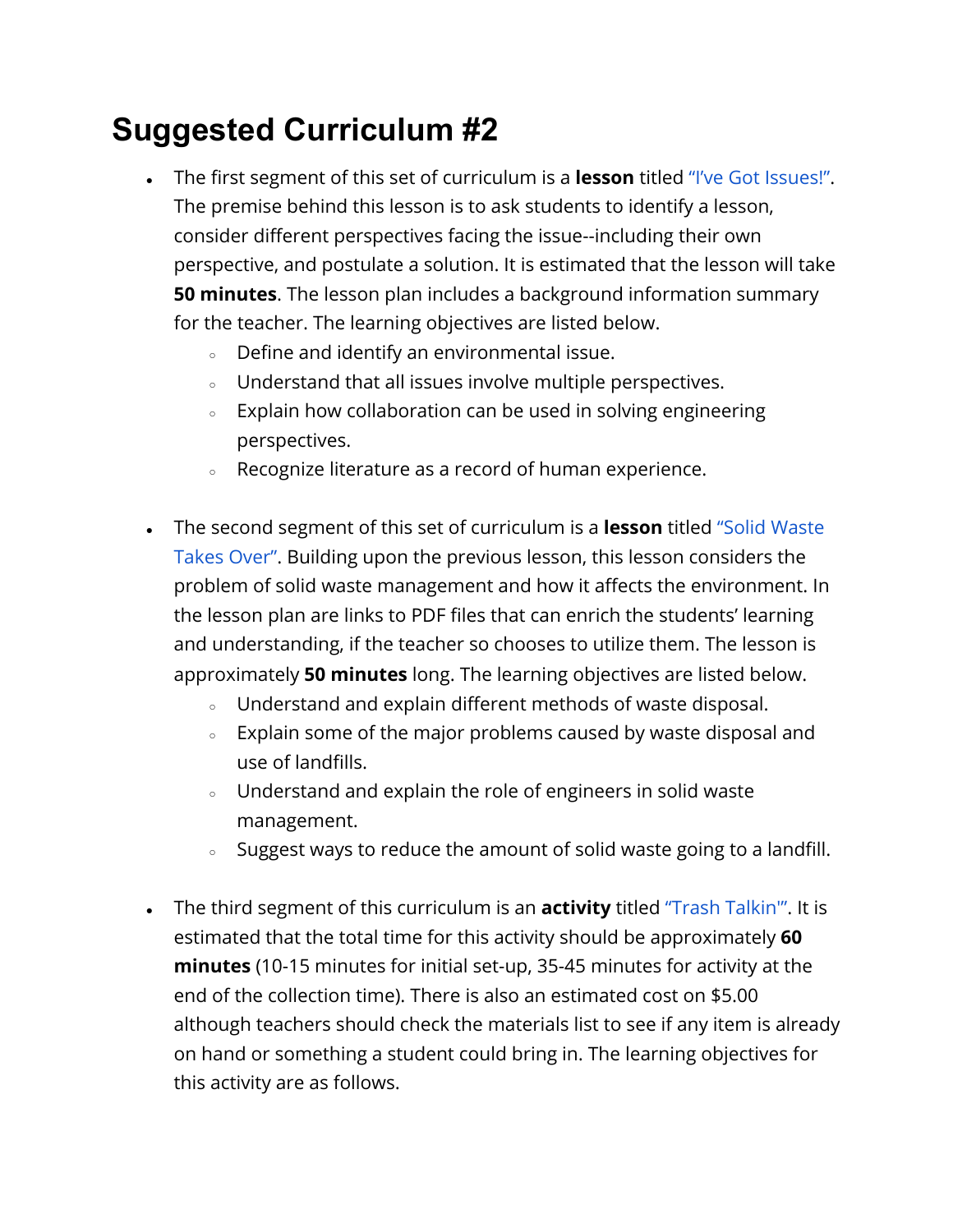# Suggested Curriculum #2

- The first segment of this set of curriculum is a **lesson** titled "I've Got Issues!". The premise behind this lesson is to ask students to identify a lesson, consider different perspectives facing the issue--including their own perspective, and postulate a solution. It is estimated that the lesson will take **50 minutes**. The lesson plan includes a background information summary for the teacher. The learning objectives are listed below.
    - Define and identify an environmental issue.
    - Understand that all issues involve multiple perspectives.
    - Explain how collaboration can be used in solving engineering perspectives.
    - Recognize literature as a record of human experience.

- The second segment of this set of curriculum is a **lesson** titled "Solid Waste Takes Over". Building upon the previous lesson, this lesson considers the problem of solid waste management and how it affects the environment. In the lesson plan are links to PDF files that can enrich the students' learning and understanding, if the teacher so chooses to utilize them. The lesson is approximately **50 minutes** long. The learning objectives are listed below.
    - Understand and explain different methods of waste disposal.
    - Explain some of the major problems caused by waste disposal and use of landfills.
    - Understand and explain the role of engineers in solid waste management.
    - Suggest ways to reduce the amount of solid waste going to a landfill.

- The third segment of this curriculum is an **activity** titled "Trash Talkin'". It is estimated that the total time for this activity should be approximately **60 minutes** (10-15 minutes for initial set-up, 35-45 minutes for activity at the end of the collection time). There is also an estimated cost on $5.00 although teachers should check the materials list to see if any item is already on hand or something a student could bring in. The learning objectives for this activity are as follows.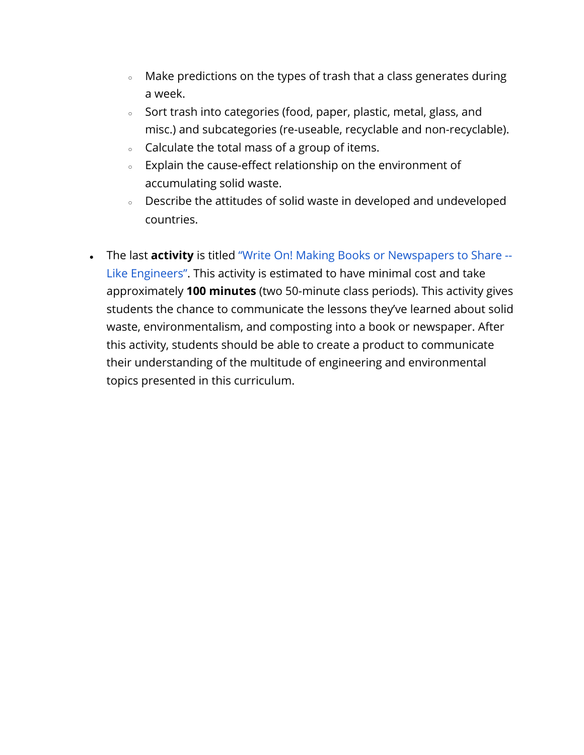- Make predictions on the types of trash that a class generates during a week.
    - Sort trash into categories (food, paper, plastic, metal, glass, and misc.) and subcategories (re-useable, recyclable and non-recyclable).
    - Calculate the total mass of a group of items.
    - Explain the cause-effect relationship on the environment of accumulating solid waste.
    - Describe the attitudes of solid waste in developed and undeveloped countries.

- The last **activity** is titled "Write On! Making Books or Newspapers to Share -- Like Engineers". This activity is estimated to have minimal cost and take approximately **100 minutes** (two 50-minute class periods). This activity gives students the chance to communicate the lessons they've learned about solid waste, environmentalism, and composting into a book or newspaper. After this activity, students should be able to create a product to communicate their understanding of the multitude of engineering and environmental topics presented in this curriculum.